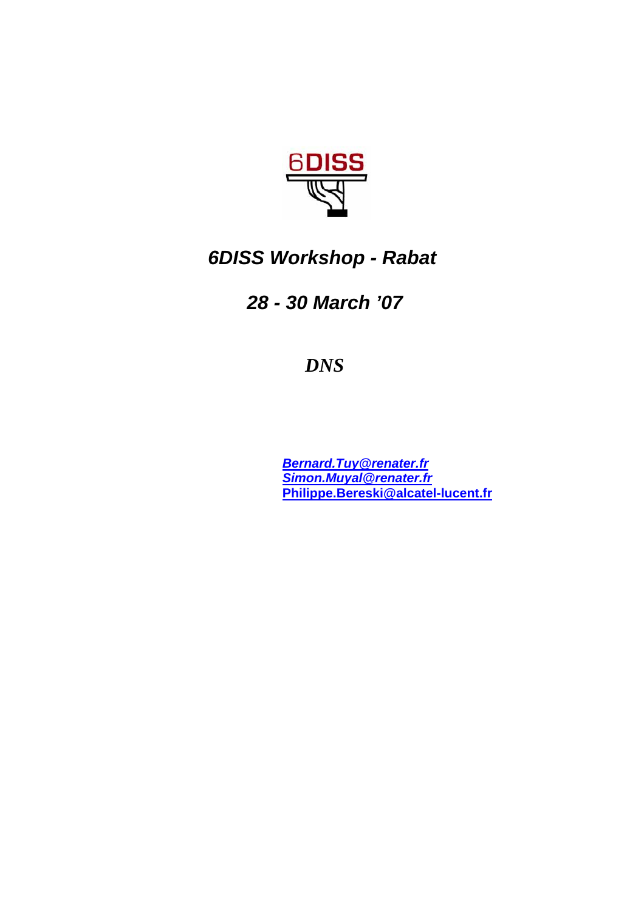# *6DISS Workshop - Rabat*

## *28 - 30 March '07*

### *DNS*

***Bernard.Tuy@renater.fr***
***Simon.Muyal@renater.fr***
**Philippe.Bereski@alcatel-lucent.fr**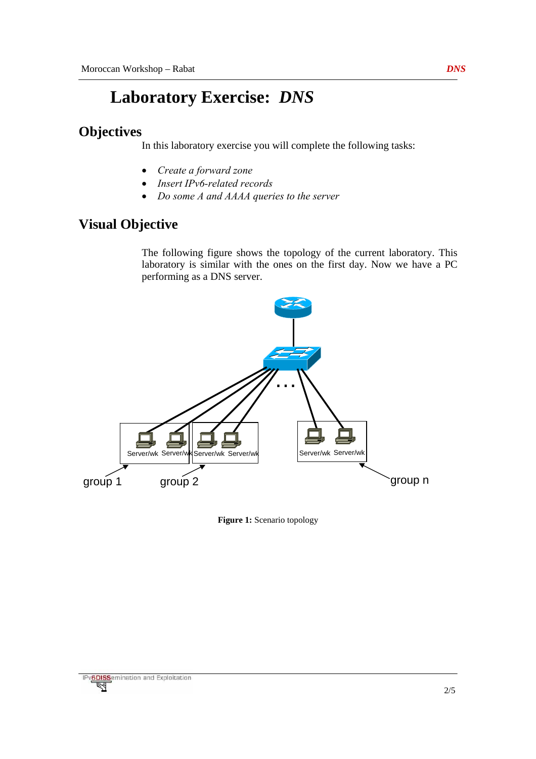# Laboratory Exercise: *DNS*

## Objectives

In this laboratory exercise you will complete the following tasks:

- *Create a forward zone*
- *Insert IPv6-related records*
- *Do some A and AAAA queries to the server*

## Visual Objective

The following figure shows the topology of the current laboratory. This laboratory is similar with the ones on the first day. Now we have a PC performing as a DNS server.

**Figure 1:** Scenario topology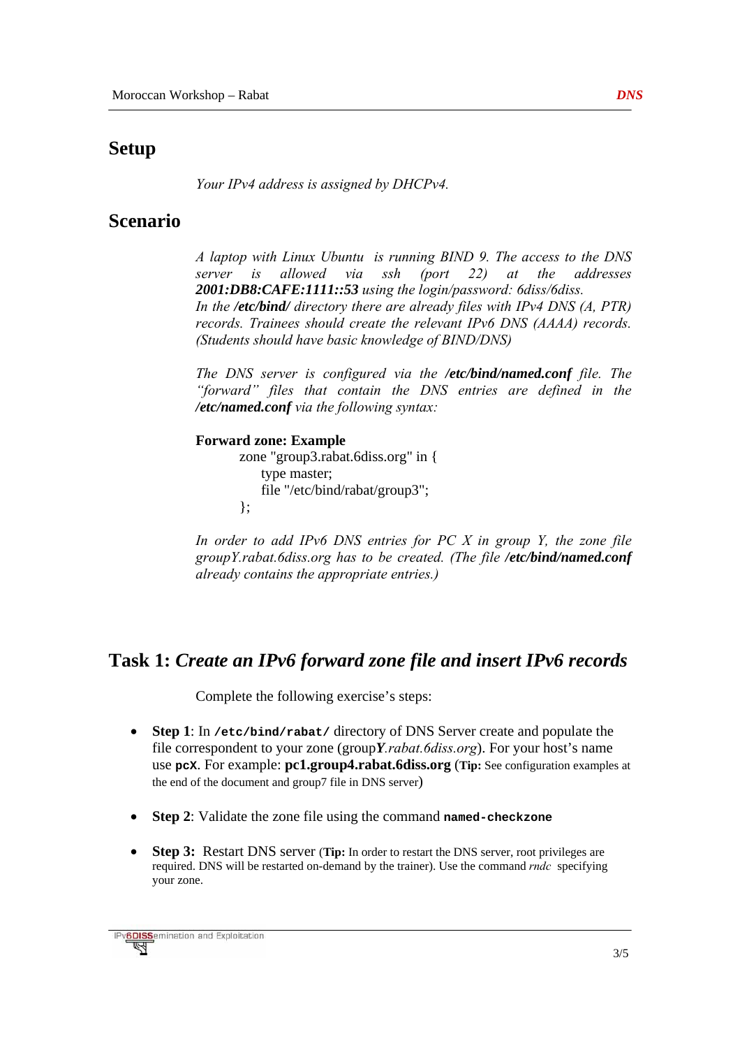## Setup

*Your IPv4 address is assigned by DHCPv4.*

## Scenario

*A laptop with Linux Ubuntu is running BIND 9. The access to the DNS server is allowed via ssh (port 22) at the addresses* ***2001:DB8:CAFE:1111::53*** *using the login/password: 6diss/6diss.*
*In the* ***/etc/bind/*** *directory there are already files with IPv4 DNS (A, PTR) records. Trainees should create the relevant IPv6 DNS (AAAA) records. (Students should have basic knowledge of BIND/DNS)*

*The DNS server is configured via the* ***/etc/bind/named.conf*** *file. The "forward" files that contain the DNS entries are defined in the* ***/etc/named.conf*** *via the following syntax:*

**Forward zone: Example**

```
zone "group3.rabat.6diss.org" in {
    type master;
    file "/etc/bind/rabat/group3";
};
```

*In order to add IPv6 DNS entries for PC X in group Y, the zone file groupY.rabat.6diss.org has to be created. (The file* ***/etc/bind/named.conf*** *already contains the appropriate entries.)*

## Task 1: *Create an IPv6 forward zone file and insert IPv6 records*

Complete the following exercise's steps:

- **Step 1**: In **`/etc/bind/rabat/`** directory of DNS Server create and populate the file correspondent to your zone (group***Y****.rabat.6diss.org*). For your host's name use **`pcX`**. For example: **pc1.group4.rabat.6diss.org** (**Tip:** See configuration examples at the end of the document and group7 file in DNS server)
- **Step 2**: Validate the zone file using the command **`named-checkzone`**
- **Step 3:** Restart DNS server (**Tip:** In order to restart the DNS server, root privileges are required. DNS will be restarted on-demand by the trainer). Use the command *rndc* specifying your zone.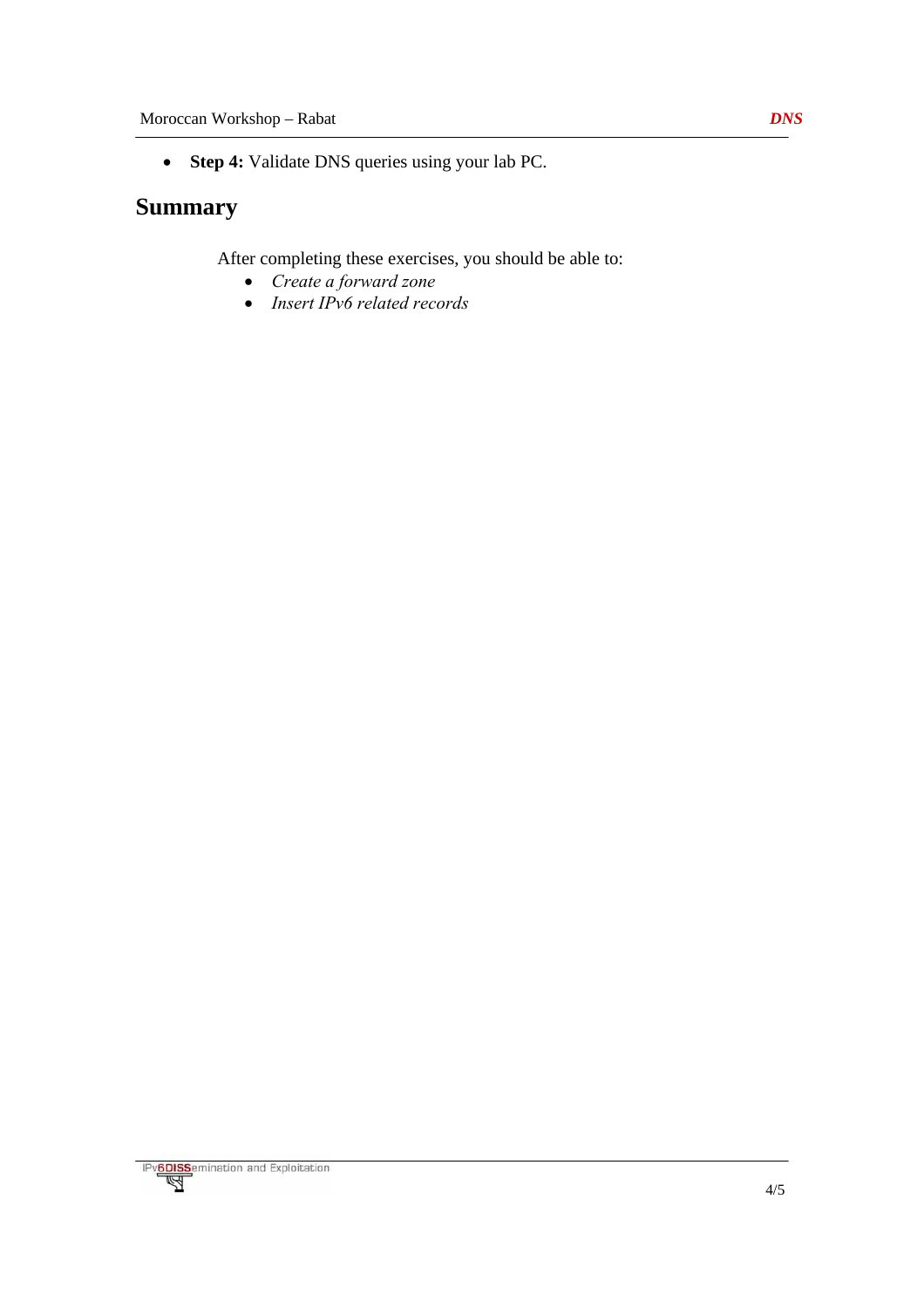- **Step 4:** Validate DNS queries using your lab PC.

## Summary

After completing these exercises, you should be able to:

- *Create a forward zone*
- *Insert IPv6 related records*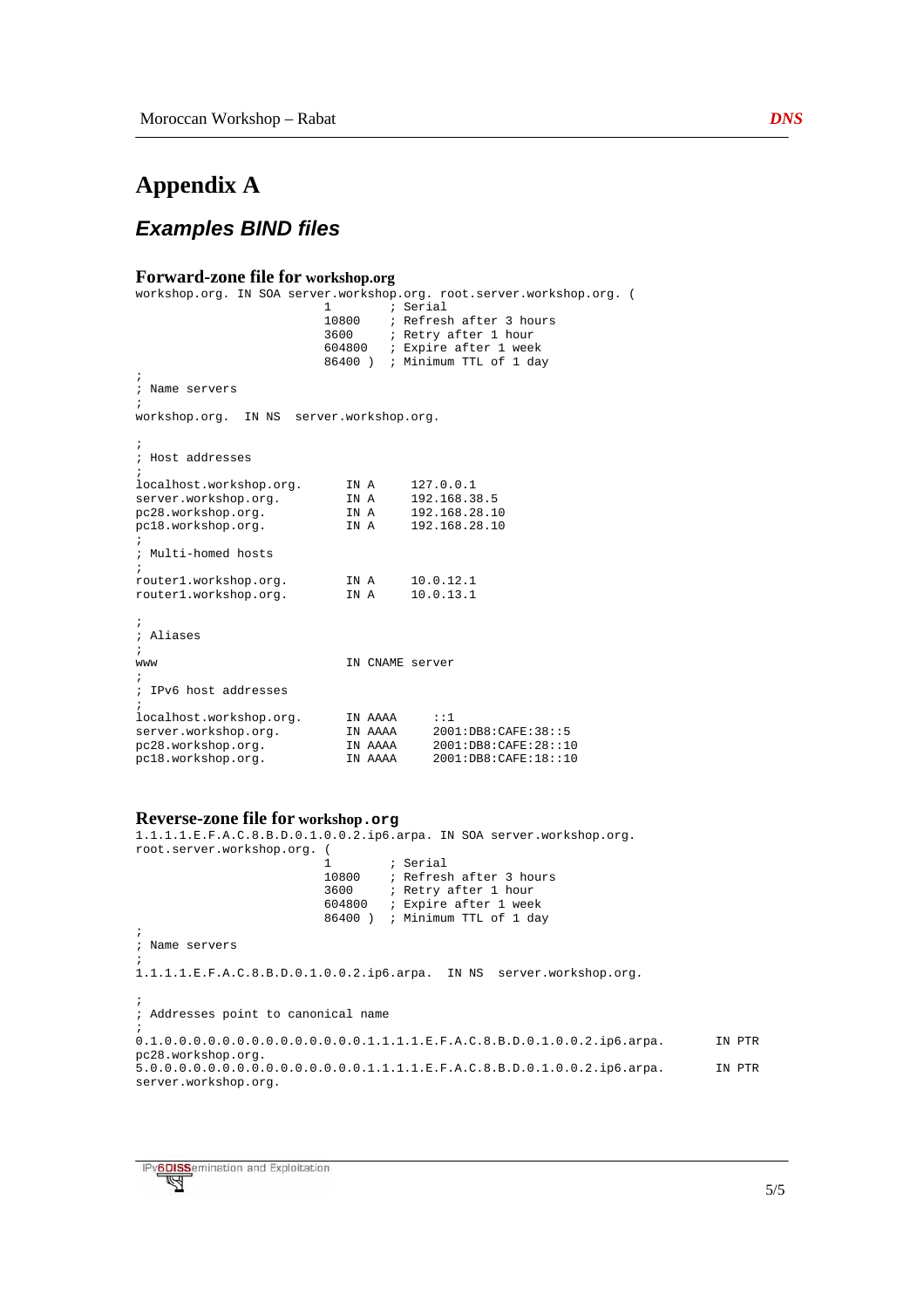# Appendix A

## *Examples BIND files*

### Forward-zone file for workshop.org

```
workshop.org. IN SOA server.workshop.org. root.server.workshop.org. (
                          1         ; Serial
                          10800     ; Refresh after 3 hours
                          3600      ; Retry after 1 hour
                          604800    ; Expire after 1 week
                          86400 )   ; Minimum TTL of 1 day
;
; Name servers
;
workshop.org.   IN NS   server.workshop.org.

;
; Host addresses
;
localhost.workshop.org.      IN A      127.0.0.1
server.workshop.org.         IN A      192.168.38.5
pc28.workshop.org.           IN A      192.168.28.10
pc18.workshop.org.           IN A      192.168.28.10
;
; Multi-homed hosts
;
router1.workshop.org.        IN A      10.0.12.1
router1.workshop.org.        IN A      10.0.13.1

;
; Aliases
;
www                          IN CNAME server
;
; IPv6 host addresses
;
localhost.workshop.org.      IN AAAA     ::1
server.workshop.org.         IN AAAA     2001:DB8:CAFE:38::5
pc28.workshop.org.           IN AAAA     2001:DB8:CAFE:28::10
pc18.workshop.org.           IN AAAA     2001:DB8:CAFE:18::10
```

### Reverse-zone file for workshop.org

```
1.1.1.1.E.F.A.C.8.B.D.0.1.0.0.2.ip6.arpa. IN SOA server.workshop.org.
root.server.workshop.org. (
                          1         ; Serial
                          10800     ; Refresh after 3 hours
                          3600      ; Retry after 1 hour
                          604800    ; Expire after 1 week
                          86400 )   ; Minimum TTL of 1 day
;
; Name servers
;
1.1.1.1.E.F.A.C.8.B.D.0.1.0.0.2.ip6.arpa.   IN NS   server.workshop.org.

;
; Addresses point to canonical name
;
0.1.0.0.0.0.0.0.0.0.0.0.0.0.0.0.1.1.1.1.E.F.A.C.8.B.D.0.1.0.0.2.ip6.arpa.       IN PTR
pc28.workshop.org.
5.0.0.0.0.0.0.0.0.0.0.0.0.0.0.0.1.1.1.1.E.F.A.C.8.B.D.0.1.0.0.2.ip6.arpa.       IN PTR
server.workshop.org.
```